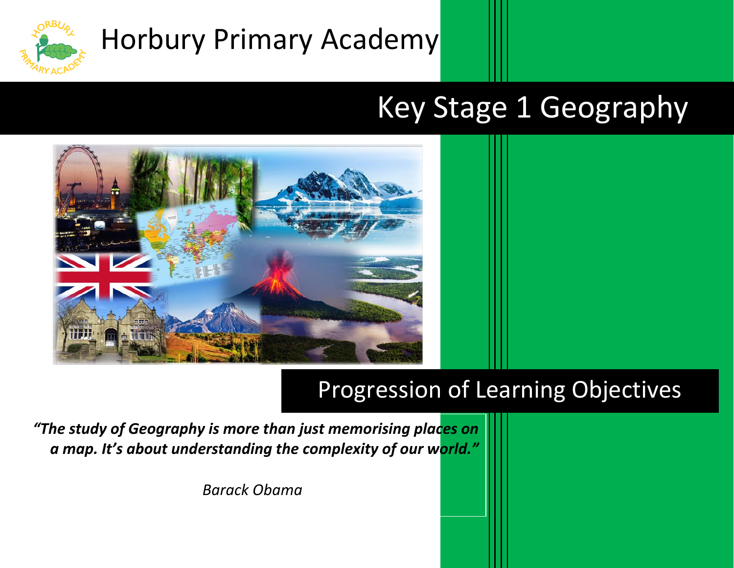# Horbury Primary Academy

## Key Stage 1 Geography

## Progression of Learning Objectives

***"The study of Geography is more than just memorising places on a map. It's about understanding the complexity of our world."***

*Barack Obama*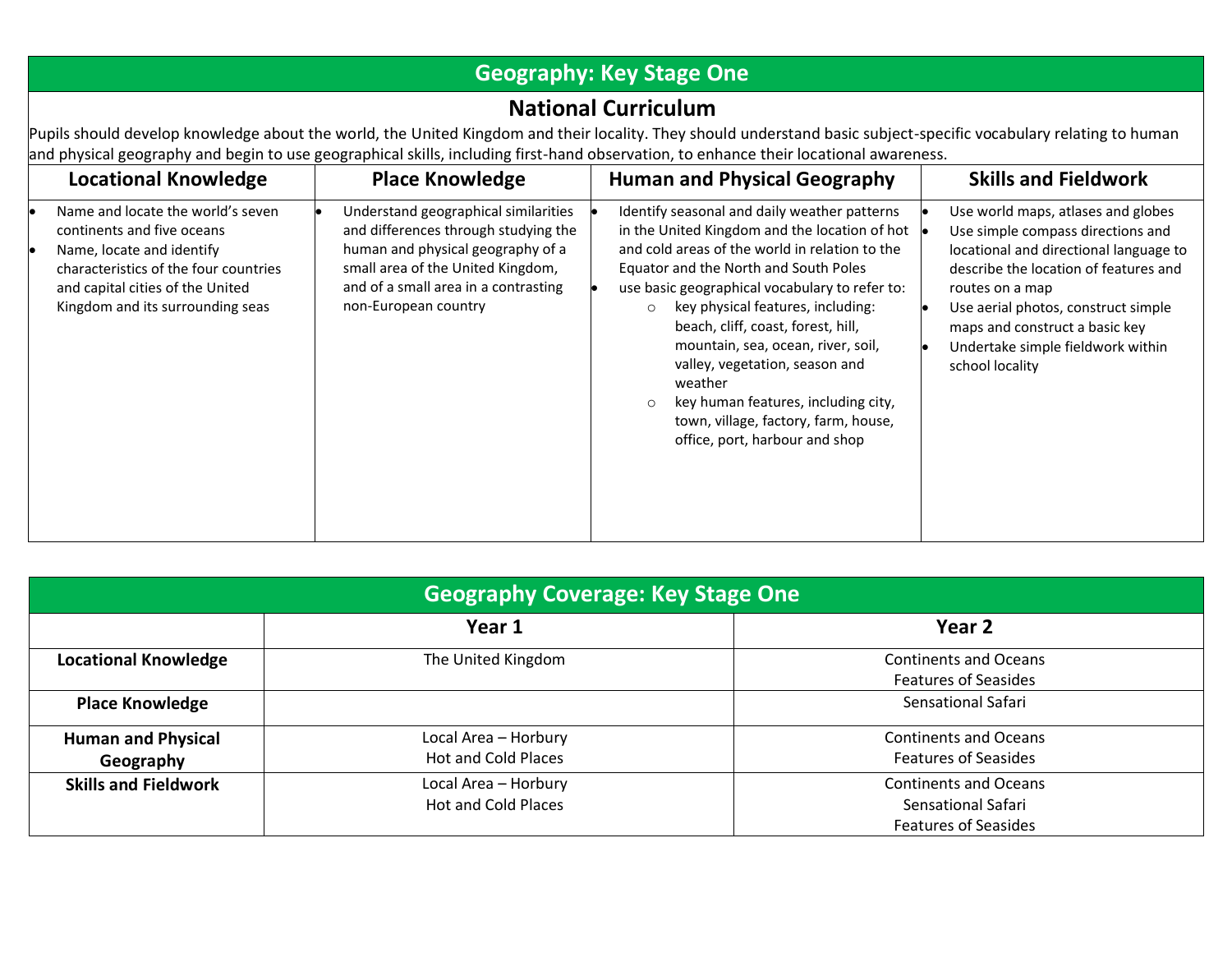# Geography: Key Stage One

## National Curriculum

Pupils should develop knowledge about the world, the United Kingdom and their locality. They should understand basic subject-specific vocabulary relating to human and physical geography and begin to use geographical skills, including first-hand observation, to enhance their locational awareness.

| Locational Knowledge | Place Knowledge | Human and Physical Geography | Skills and Fieldwork |
|---|---|---|---|
| • Name and locate the world's seven continents and five oceans<br>• Name, locate and identify characteristics of the four countries and capital cities of the United Kingdom and its surrounding seas | • Understand geographical similarities and differences through studying the human and physical geography of a small area of the United Kingdom, and of a small area in a contrasting non-European country | • Identify seasonal and daily weather patterns in the United Kingdom and the location of hot and cold areas of the world in relation to the Equator and the North and South Poles<br>• use basic geographical vocabulary to refer to:<br>○ key physical features, including: beach, cliff, coast, forest, hill, mountain, sea, ocean, river, soil, valley, vegetation, season and weather<br>○ key human features, including city, town, village, factory, farm, house, office, port, harbour and shop | • Use world maps, atlases and globes<br>• Use simple compass directions and locational and directional language to describe the location of features and routes on a map<br>• Use aerial photos, construct simple maps and construct a basic key<br>• Undertake simple fieldwork within school locality |

# Geography Coverage: Key Stage One

| | Year 1 | Year 2 |
|---|---|---|
| **Locational Knowledge** | The United Kingdom | Continents and Oceans<br>Features of Seasides |
| **Place Knowledge** | | Sensational Safari |
| **Human and Physical Geography** | Local Area – Horbury<br>Hot and Cold Places | Continents and Oceans<br>Features of Seasides |
| **Skills and Fieldwork** | Local Area – Horbury<br>Hot and Cold Places | Continents and Oceans<br>Sensational Safari<br>Features of Seasides |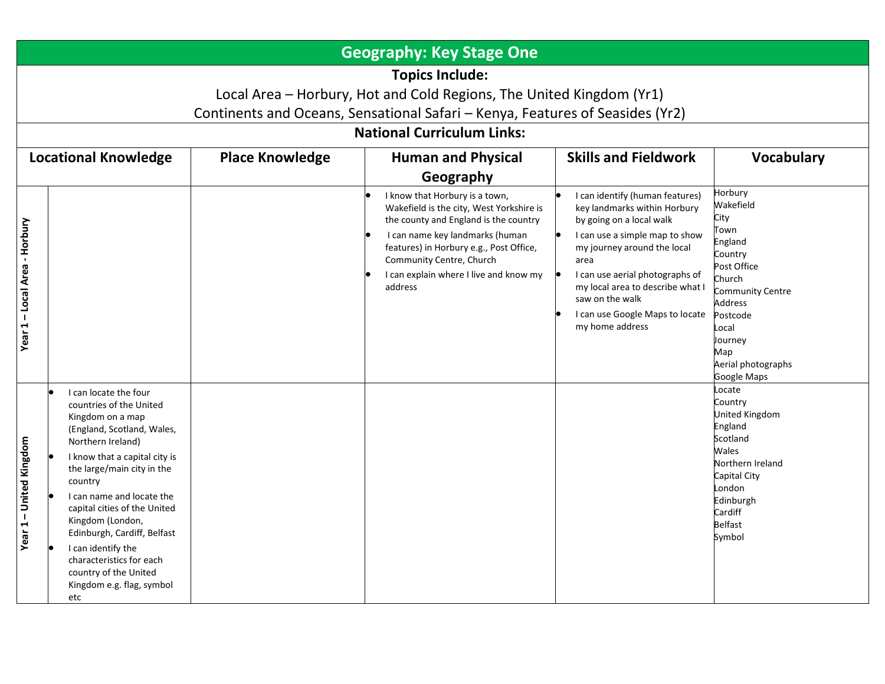# Geography: Key Stage One

**Topics Include:**

Local Area – Horbury, Hot and Cold Regions, The United Kingdom (Yr1)

Continents and Oceans, Sensational Safari – Kenya, Features of Seasides (Yr2)

**National Curriculum Links:**

| | Locational Knowledge | Place Knowledge | Human and Physical Geography | Skills and Fieldwork | Vocabulary |
|---|---|---|---|---|---|
| **Year 1 – Local Area - Horbury** | | | • I know that Horbury is a town, Wakefield is the city, West Yorkshire is the county and England is the country<br>• I can name key landmarks (human features) in Horbury e.g., Post Office, Community Centre, Church<br>• I can explain where I live and know my address | • I can identify (human features) key landmarks within Horbury by going on a local walk<br>• I can use a simple map to show my journey around the local area<br>• I can use aerial photographs of my local area to describe what I saw on the walk<br>• I can use Google Maps to locate my home address | Horbury<br>Wakefield<br>City<br>Town<br>England<br>Country<br>Post Office<br>Church<br>Community Centre<br>Address<br>Postcode<br>Local<br>Journey<br>Map<br>Aerial photographs<br>Google Maps |
| **Year 1 – United Kingdom** | • I can locate the four countries of the United Kingdom on a map (England, Scotland, Wales, Northern Ireland)<br>• I know that a capital city is the large/main city in the country<br>• I can name and locate the capital cities of the United Kingdom (London, Edinburgh, Cardiff, Belfast<br>• I can identify the characteristics for each country of the United Kingdom e.g. flag, symbol etc | | | | Locate<br>Country<br>United Kingdom<br>England<br>Scotland<br>Wales<br>Northern Ireland<br>Capital City<br>London<br>Edinburgh<br>Cardiff<br>Belfast<br>Symbol |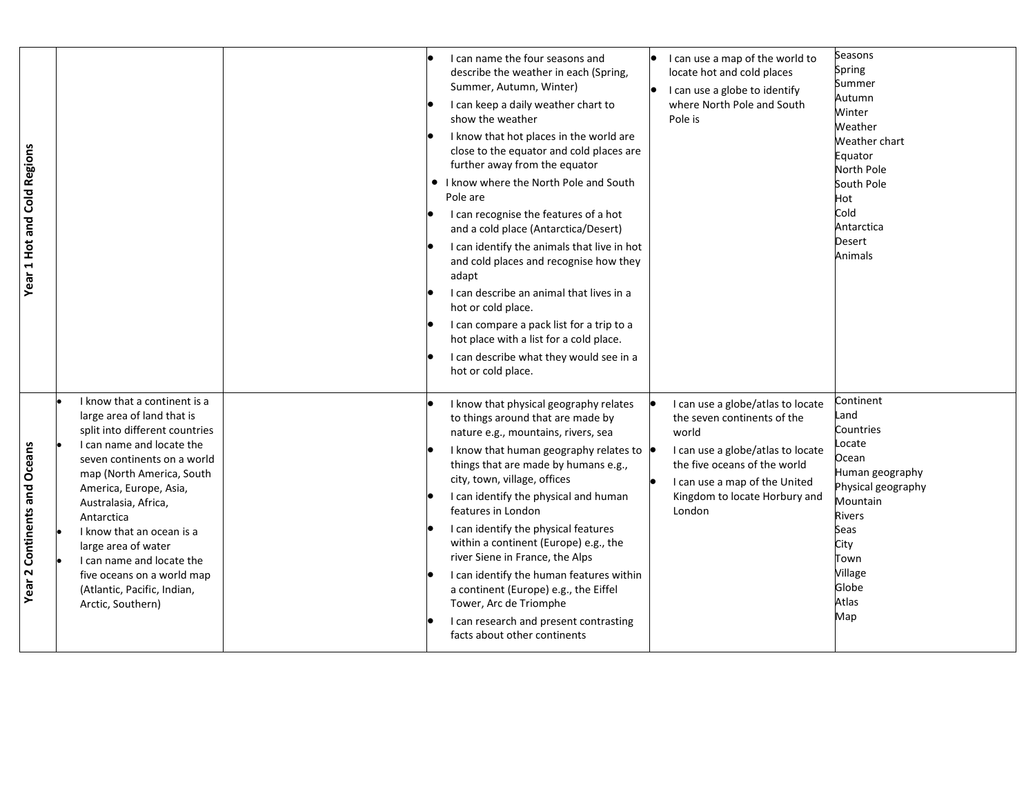| | | | | | |
|---|---|---|---|---|---|
| **Year 1 Hot and Cold Regions** | | | • I can name the four seasons and describe the weather in each (Spring, Summer, Autumn, Winter)<br>• I can keep a daily weather chart to show the weather<br>• I know that hot places in the world are close to the equator and cold places are further away from the equator<br>• I know where the North Pole and South Pole are<br>• I can recognise the features of a hot and a cold place (Antarctica/Desert)<br>• I can identify the animals that live in hot and cold places and recognise how they adapt<br>• I can describe an animal that lives in a hot or cold place.<br>• I can compare a pack list for a trip to a hot place with a list for a cold place.<br>• I can describe what they would see in a hot or cold place. | • I can use a map of the world to locate hot and cold places<br>• I can use a globe to identify where North Pole and South Pole is | Seasons<br>Spring<br>Summer<br>Autumn<br>Winter<br>Weather<br>Weather chart<br>Equator<br>North Pole<br>South Pole<br>Hot<br>Cold<br>Antarctica<br>Desert<br>Animals |
| **Year 2 Continents and Oceans** | • I know that a continent is a large area of land that is split into different countries<br>• I can name and locate the seven continents on a world map (North America, South America, Europe, Asia, Australasia, Africa, Antarctica<br>• I know that an ocean is a large area of water<br>• I can name and locate the five oceans on a world map (Atlantic, Pacific, Indian, Arctic, Southern) | | • I know that physical geography relates to things around that are made by nature e.g., mountains, rivers, sea<br>• I know that human geography relates to things that are made by humans e.g., city, town, village, offices<br>• I can identify the physical and human features in London<br>• I can identify the physical features within a continent (Europe) e.g., the river Siene in France, the Alps<br>• I can identify the human features within a continent (Europe) e.g., the Eiffel Tower, Arc de Triomphe<br>• I can research and present contrasting facts about other continents | • I can use a globe/atlas to locate the seven continents of the world<br>• I can use a globe/atlas to locate the five oceans of the world<br>• I can use a map of the United Kingdom to locate Horbury and London | Continent<br>Land<br>Countries<br>Locate<br>Ocean<br>Human geography<br>Physical geography<br>Mountain<br>Rivers<br>Seas<br>City<br>Town<br>Village<br>Globe<br>Atlas<br>Map |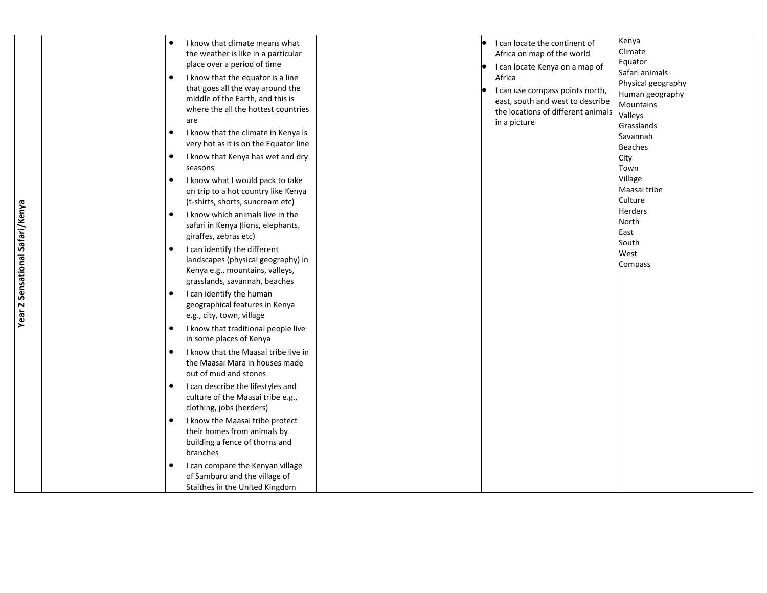| | | | | | |
|---|---|---|---|---|---|
| **Year 2 Sensational Safari/Kenya** | | • I know that climate means what the weather is like in a particular place over a period of time<br>• I know that the equator is a line that goes all the way around the middle of the Earth, and this is where the all the hottest countries are<br>• I know that the climate in Kenya is very hot as it is on the Equator line<br>• I know that Kenya has wet and dry seasons<br>• I know what I would pack to take on trip to a hot country like Kenya (t-shirts, shorts, suncream etc)<br>• I know which animals live in the safari in Kenya (lions, elephants, giraffes, zebras etc)<br>• I can identify the different landscapes (physical geography) in Kenya e.g., mountains, valleys, grasslands, savannah, beaches<br>• I can identify the human geographical features in Kenya e.g., city, town, village<br>• I know that traditional people live in some places of Kenya<br>• I know that the Maasai tribe live in the Maasai Mara in houses made out of mud and stones<br>• I can describe the lifestyles and culture of the Maasai tribe e.g., clothing, jobs (herders)<br>• I know the Maasai tribe protect their homes from animals by building a fence of thorns and branches<br>• I can compare the Kenyan village of Samburu and the village of Staithes in the United Kingdom | | • I can locate the continent of Africa on map of the world<br>• I can locate Kenya on a map of Africa<br>• I can use compass points north, east, south and west to describe the locations of different animals in a picture | Kenya<br>Climate<br>Equator<br>Safari animals<br>Physical geography<br>Human geography<br>Mountains<br>Valleys<br>Grasslands<br>Savannah<br>Beaches<br>City<br>Town<br>Village<br>Maasai tribe<br>Culture<br>Herders<br>North<br>East<br>South<br>West<br>Compass |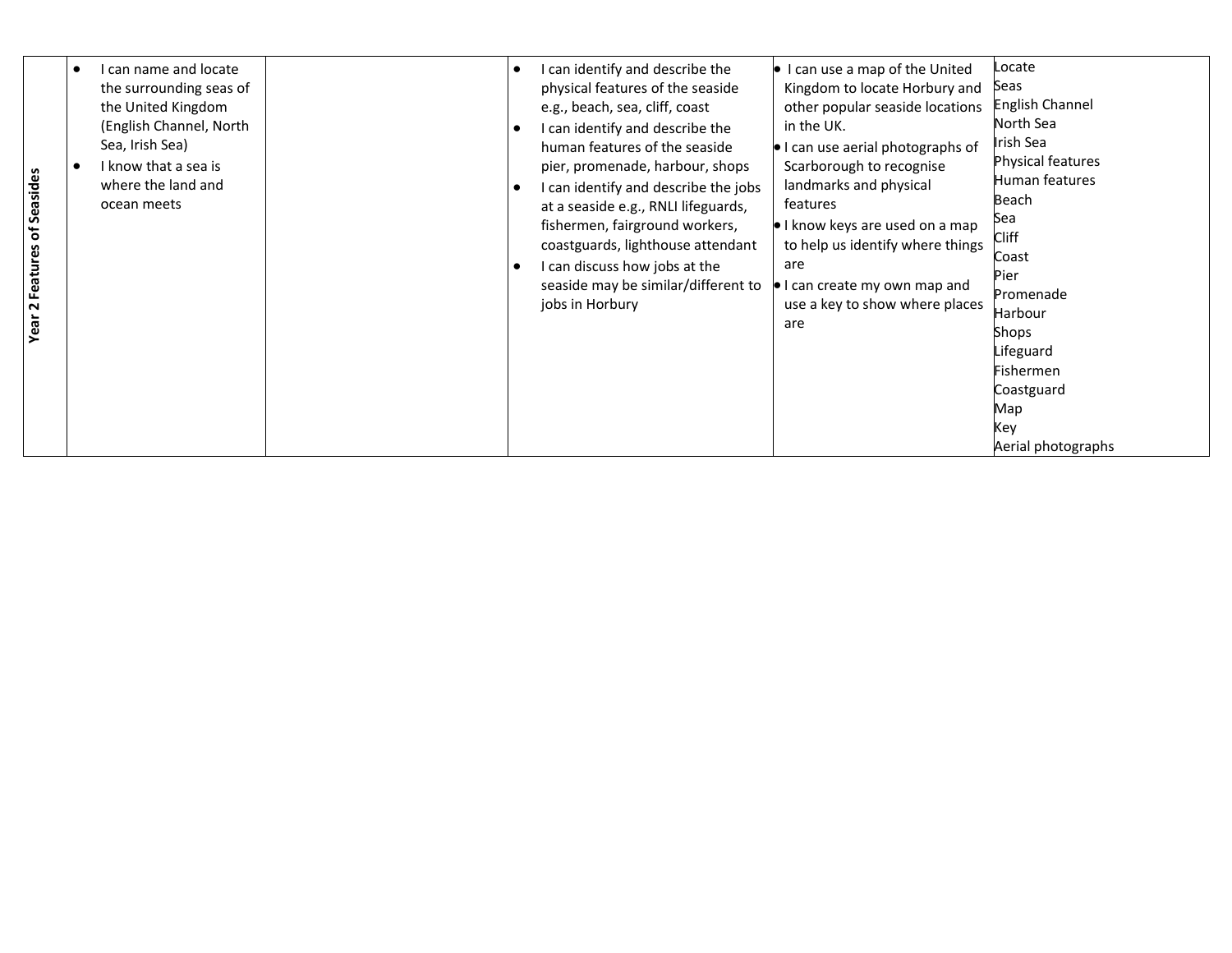| | | | | | |
|---|---|---|---|---|---|
| **Year 2 Features of Seasides** | • I can name and locate the surrounding seas of the United Kingdom (English Channel, North Sea, Irish Sea)<br>• I know that a sea is where the land and ocean meets | | • I can identify and describe the physical features of the seaside e.g., beach, sea, cliff, coast<br>• I can identify and describe the human features of the seaside pier, promenade, harbour, shops<br>• I can identify and describe the jobs at a seaside e.g., RNLI lifeguards, fishermen, fairground workers, coastguards, lighthouse attendant<br>• I can discuss how jobs at the seaside may be similar/different to jobs in Horbury | • I can use a map of the United Kingdom to locate Horbury and other popular seaside locations in the UK.<br>• I can use aerial photographs of Scarborough to recognise landmarks and physical features<br>• I know keys are used on a map to help us identify where things are<br>• I can create my own map and use a key to show where places are | Locate<br>Seas<br>English Channel<br>North Sea<br>Irish Sea<br>Physical features<br>Human features<br>Beach<br>Sea<br>Cliff<br>Coast<br>Pier<br>Promenade<br>Harbour<br>Shops<br>Lifeguard<br>Fishermen<br>Coastguard<br>Map<br>Key<br>Aerial photographs |